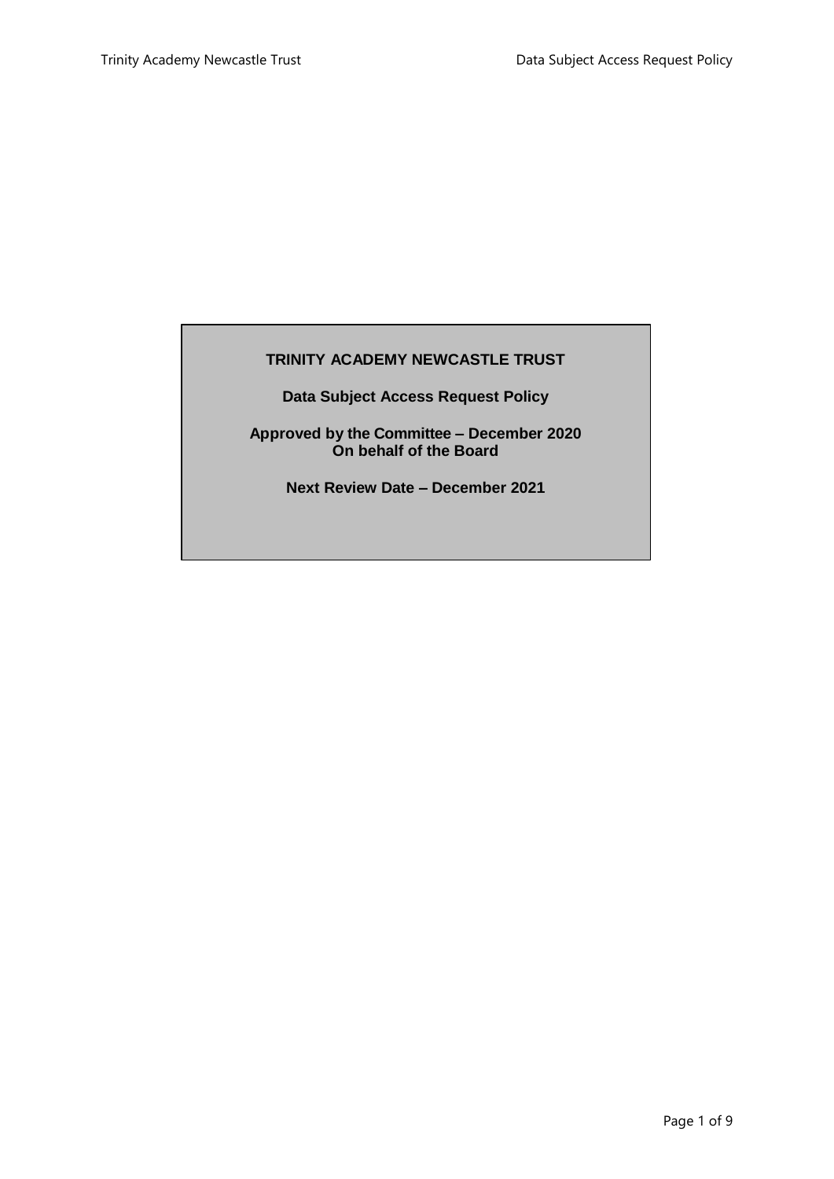**TRINITY ACADEMY NEWCASTLE TRUST**

**Data Subject Access Request Policy**

**Approved by the Committee – December 2020**
**On behalf of the Board**

**Next Review Date – December 2021**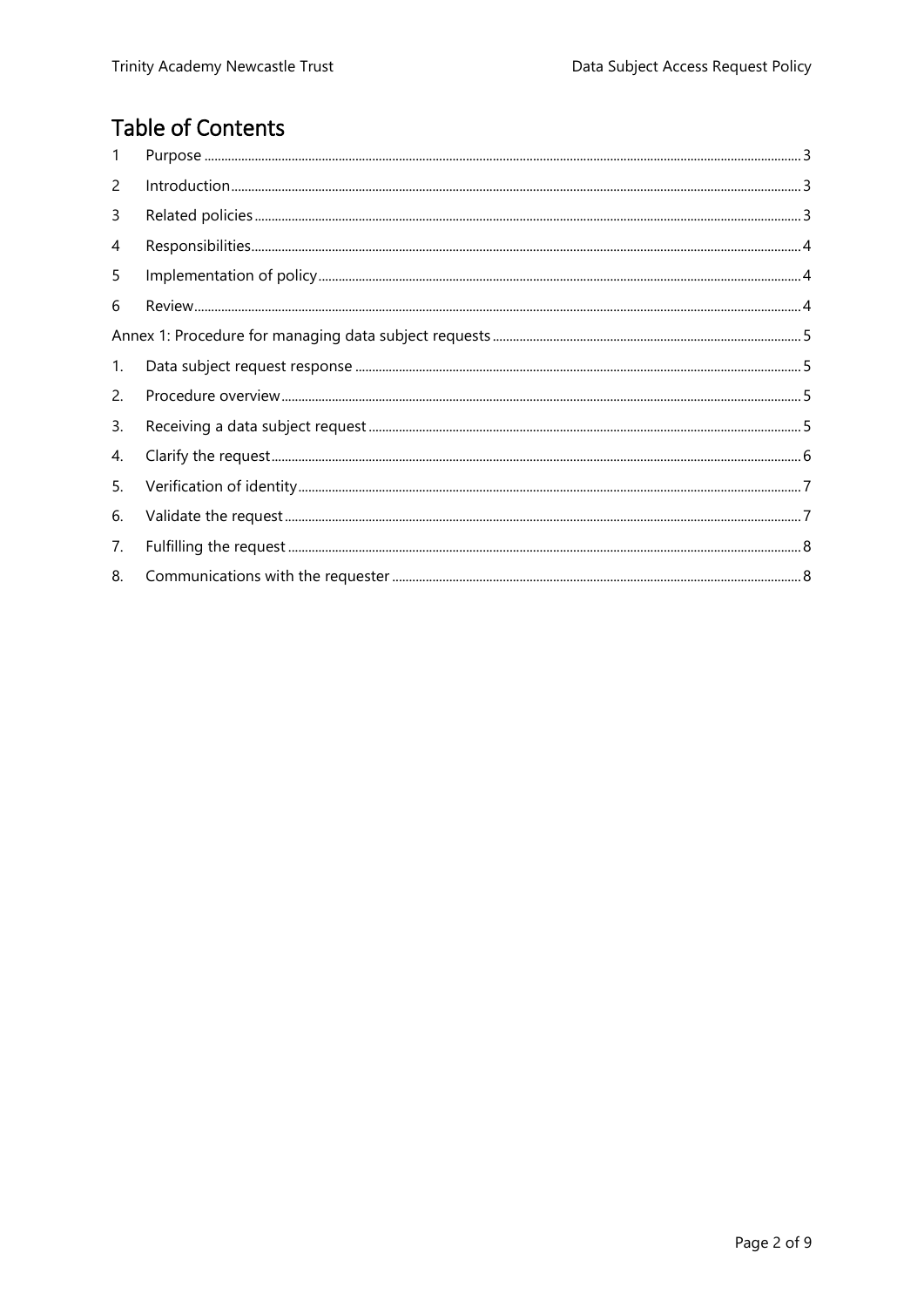# Table of Contents

1 Purpose ... 3

2 Introduction ... 3

3 Related policies ... 3

4 Responsibilities ... 4

5 Implementation of policy ... 4

6 Review ... 4

Annex 1: Procedure for managing data subject requests ... 5

1. Data subject request response ... 5
2. Procedure overview ... 5
3. Receiving a data subject request ... 5
4. Clarify the request ... 6
5. Verification of identity ... 7
6. Validate the request ... 7
7. Fulfilling the request ... 8
8. Communications with the requester ... 8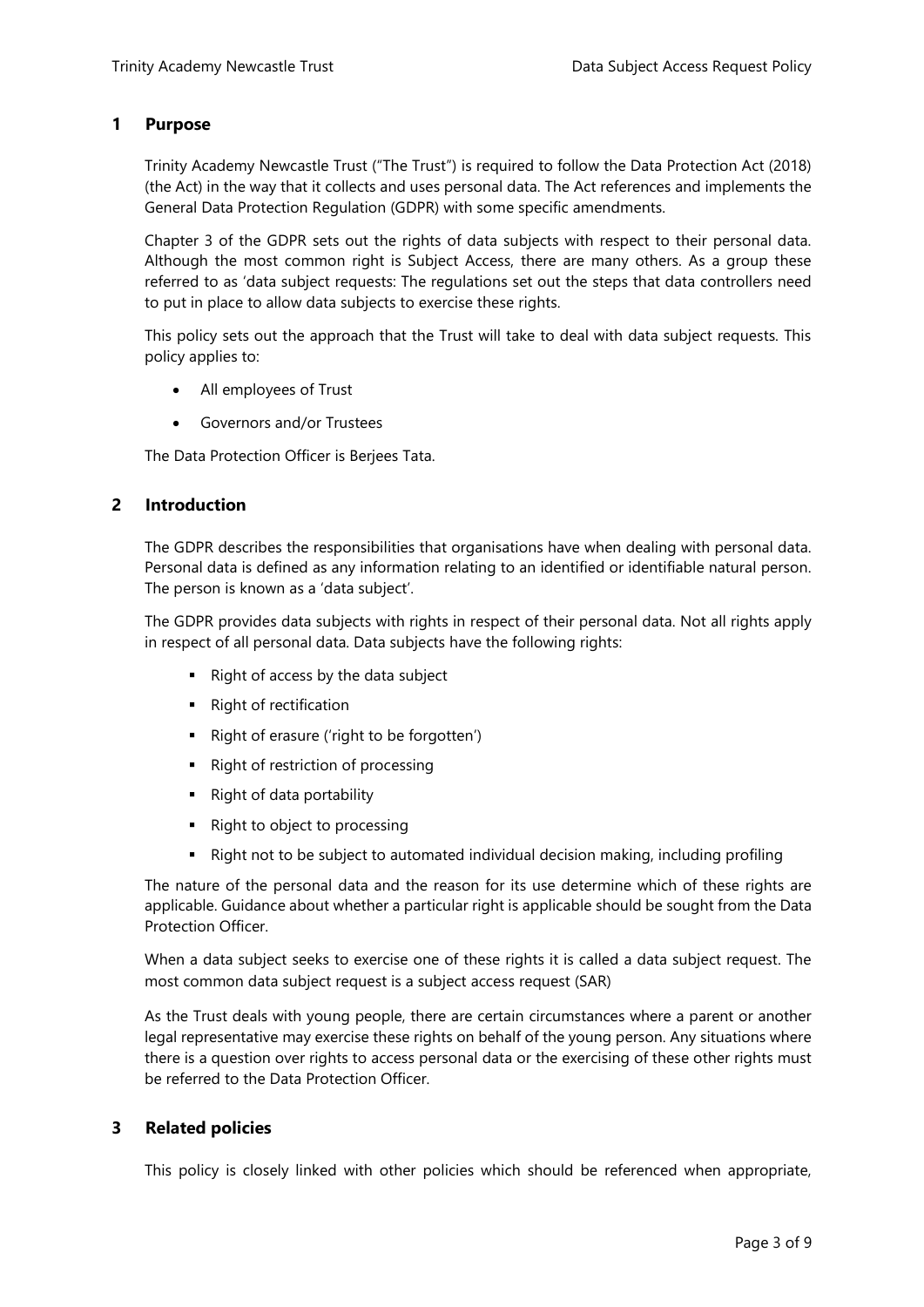## 1 Purpose

Trinity Academy Newcastle Trust ("The Trust") is required to follow the Data Protection Act (2018) (the Act) in the way that it collects and uses personal data. The Act references and implements the General Data Protection Regulation (GDPR) with some specific amendments.

Chapter 3 of the GDPR sets out the rights of data subjects with respect to their personal data. Although the most common right is Subject Access, there are many others. As a group these referred to as 'data subject requests: The regulations set out the steps that data controllers need to put in place to allow data subjects to exercise these rights.

This policy sets out the approach that the Trust will take to deal with data subject requests. This policy applies to:

- All employees of Trust
- Governors and/or Trustees

The Data Protection Officer is Berjees Tata.

## 2 Introduction

The GDPR describes the responsibilities that organisations have when dealing with personal data. Personal data is defined as any information relating to an identified or identifiable natural person. The person is known as a 'data subject'.

The GDPR provides data subjects with rights in respect of their personal data. Not all rights apply in respect of all personal data. Data subjects have the following rights:

- Right of access by the data subject
- Right of rectification
- Right of erasure ('right to be forgotten')
- Right of restriction of processing
- Right of data portability
- Right to object to processing
- Right not to be subject to automated individual decision making, including profiling

The nature of the personal data and the reason for its use determine which of these rights are applicable. Guidance about whether a particular right is applicable should be sought from the Data Protection Officer.

When a data subject seeks to exercise one of these rights it is called a data subject request. The most common data subject request is a subject access request (SAR)

As the Trust deals with young people, there are certain circumstances where a parent or another legal representative may exercise these rights on behalf of the young person. Any situations where there is a question over rights to access personal data or the exercising of these other rights must be referred to the Data Protection Officer.

## 3 Related policies

This policy is closely linked with other policies which should be referenced when appropriate,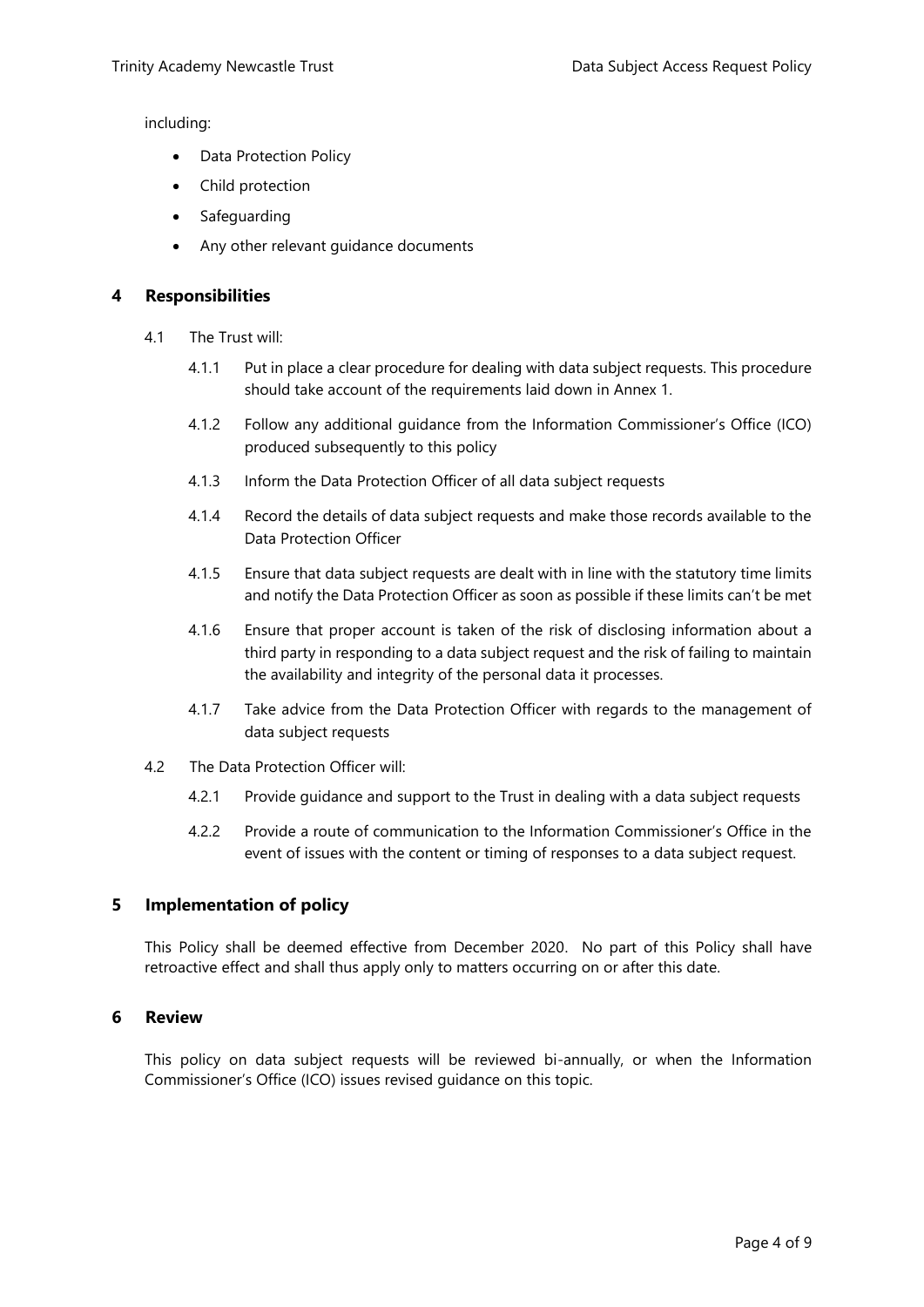including:

- Data Protection Policy
- Child protection
- Safeguarding
- Any other relevant guidance documents

## 4 Responsibilities

4.1 The Trust will:

4.1.1 Put in place a clear procedure for dealing with data subject requests. This procedure should take account of the requirements laid down in Annex 1.

4.1.2 Follow any additional guidance from the Information Commissioner's Office (ICO) produced subsequently to this policy

4.1.3 Inform the Data Protection Officer of all data subject requests

4.1.4 Record the details of data subject requests and make those records available to the Data Protection Officer

4.1.5 Ensure that data subject requests are dealt with in line with the statutory time limits and notify the Data Protection Officer as soon as possible if these limits can't be met

4.1.6 Ensure that proper account is taken of the risk of disclosing information about a third party in responding to a data subject request and the risk of failing to maintain the availability and integrity of the personal data it processes.

4.1.7 Take advice from the Data Protection Officer with regards to the management of data subject requests

4.2 The Data Protection Officer will:

4.2.1 Provide guidance and support to the Trust in dealing with a data subject requests

4.2.2 Provide a route of communication to the Information Commissioner's Office in the event of issues with the content or timing of responses to a data subject request.

## 5 Implementation of policy

This Policy shall be deemed effective from December 2020. No part of this Policy shall have retroactive effect and shall thus apply only to matters occurring on or after this date.

## 6 Review

This policy on data subject requests will be reviewed bi-annually, or when the Information Commissioner's Office (ICO) issues revised guidance on this topic.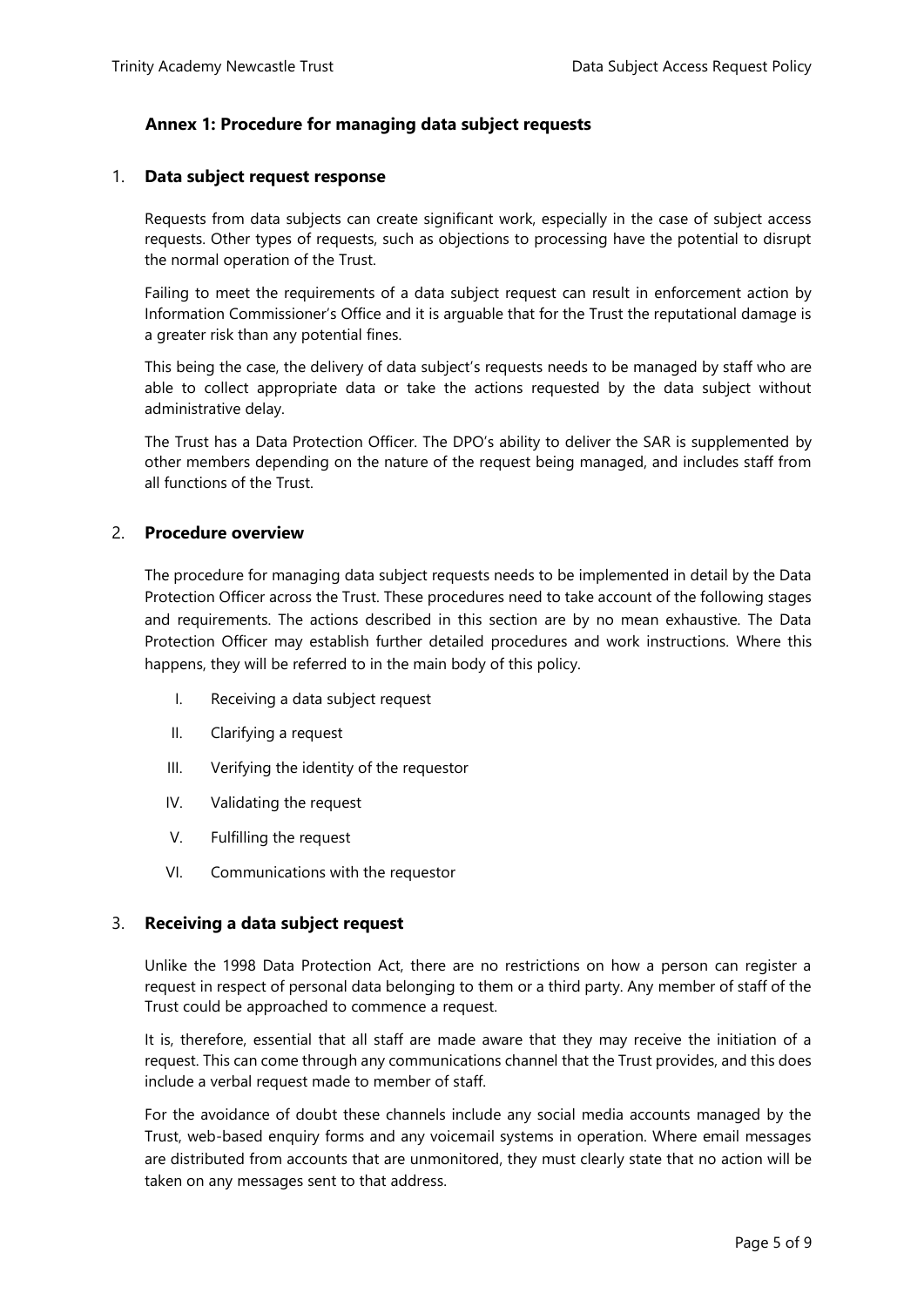## Annex 1: Procedure for managing data subject requests

### 1. Data subject request response

Requests from data subjects can create significant work, especially in the case of subject access requests. Other types of requests, such as objections to processing have the potential to disrupt the normal operation of the Trust.

Failing to meet the requirements of a data subject request can result in enforcement action by Information Commissioner's Office and it is arguable that for the Trust the reputational damage is a greater risk than any potential fines.

This being the case, the delivery of data subject's requests needs to be managed by staff who are able to collect appropriate data or take the actions requested by the data subject without administrative delay.

The Trust has a Data Protection Officer. The DPO's ability to deliver the SAR is supplemented by other members depending on the nature of the request being managed, and includes staff from all functions of the Trust.

### 2. Procedure overview

The procedure for managing data subject requests needs to be implemented in detail by the Data Protection Officer across the Trust. These procedures need to take account of the following stages and requirements. The actions described in this section are by no mean exhaustive. The Data Protection Officer may establish further detailed procedures and work instructions. Where this happens, they will be referred to in the main body of this policy.

I. Receiving a data subject request

II. Clarifying a request

III. Verifying the identity of the requestor

IV. Validating the request

V. Fulfilling the request

VI. Communications with the requestor

### 3. Receiving a data subject request

Unlike the 1998 Data Protection Act, there are no restrictions on how a person can register a request in respect of personal data belonging to them or a third party. Any member of staff of the Trust could be approached to commence a request.

It is, therefore, essential that all staff are made aware that they may receive the initiation of a request. This can come through any communications channel that the Trust provides, and this does include a verbal request made to member of staff.

For the avoidance of doubt these channels include any social media accounts managed by the Trust, web-based enquiry forms and any voicemail systems in operation. Where email messages are distributed from accounts that are unmonitored, they must clearly state that no action will be taken on any messages sent to that address.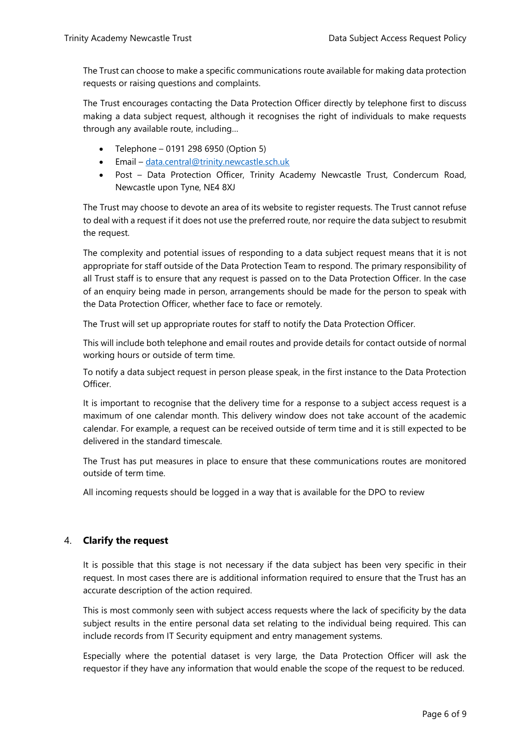The Trust can choose to make a specific communications route available for making data protection requests or raising questions and complaints.

The Trust encourages contacting the Data Protection Officer directly by telephone first to discuss making a data subject request, although it recognises the right of individuals to make requests through any available route, including…

- Telephone – 0191 298 6950 (Option 5)
- Email – data.central@trinity.newcastle.sch.uk
- Post – Data Protection Officer, Trinity Academy Newcastle Trust, Condercum Road, Newcastle upon Tyne, NE4 8XJ

The Trust may choose to devote an area of its website to register requests. The Trust cannot refuse to deal with a request if it does not use the preferred route, nor require the data subject to resubmit the request.

The complexity and potential issues of responding to a data subject request means that it is not appropriate for staff outside of the Data Protection Team to respond. The primary responsibility of all Trust staff is to ensure that any request is passed on to the Data Protection Officer. In the case of an enquiry being made in person, arrangements should be made for the person to speak with the Data Protection Officer, whether face to face or remotely.

The Trust will set up appropriate routes for staff to notify the Data Protection Officer.

This will include both telephone and email routes and provide details for contact outside of normal working hours or outside of term time.

To notify a data subject request in person please speak, in the first instance to the Data Protection Officer.

It is important to recognise that the delivery time for a response to a subject access request is a maximum of one calendar month. This delivery window does not take account of the academic calendar. For example, a request can be received outside of term time and it is still expected to be delivered in the standard timescale.

The Trust has put measures in place to ensure that these communications routes are monitored outside of term time.

All incoming requests should be logged in a way that is available for the DPO to review

## 4. **Clarify the request**

It is possible that this stage is not necessary if the data subject has been very specific in their request. In most cases there are is additional information required to ensure that the Trust has an accurate description of the action required.

This is most commonly seen with subject access requests where the lack of specificity by the data subject results in the entire personal data set relating to the individual being required. This can include records from IT Security equipment and entry management systems.

Especially where the potential dataset is very large, the Data Protection Officer will ask the requestor if they have any information that would enable the scope of the request to be reduced.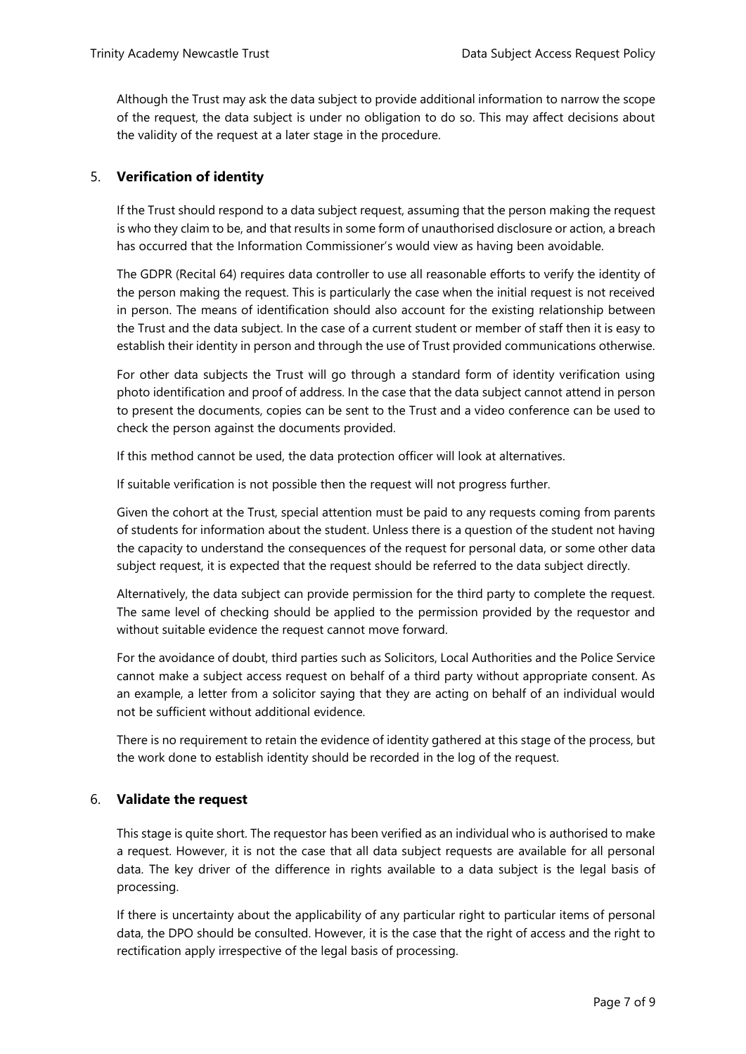Although the Trust may ask the data subject to provide additional information to narrow the scope of the request, the data subject is under no obligation to do so. This may affect decisions about the validity of the request at a later stage in the procedure.

## 5. **Verification of identity**

If the Trust should respond to a data subject request, assuming that the person making the request is who they claim to be, and that results in some form of unauthorised disclosure or action, a breach has occurred that the Information Commissioner's would view as having been avoidable.

The GDPR (Recital 64) requires data controller to use all reasonable efforts to verify the identity of the person making the request. This is particularly the case when the initial request is not received in person. The means of identification should also account for the existing relationship between the Trust and the data subject. In the case of a current student or member of staff then it is easy to establish their identity in person and through the use of Trust provided communications otherwise.

For other data subjects the Trust will go through a standard form of identity verification using photo identification and proof of address. In the case that the data subject cannot attend in person to present the documents, copies can be sent to the Trust and a video conference can be used to check the person against the documents provided.

If this method cannot be used, the data protection officer will look at alternatives.

If suitable verification is not possible then the request will not progress further.

Given the cohort at the Trust, special attention must be paid to any requests coming from parents of students for information about the student. Unless there is a question of the student not having the capacity to understand the consequences of the request for personal data, or some other data subject request, it is expected that the request should be referred to the data subject directly.

Alternatively, the data subject can provide permission for the third party to complete the request. The same level of checking should be applied to the permission provided by the requestor and without suitable evidence the request cannot move forward.

For the avoidance of doubt, third parties such as Solicitors, Local Authorities and the Police Service cannot make a subject access request on behalf of a third party without appropriate consent. As an example, a letter from a solicitor saying that they are acting on behalf of an individual would not be sufficient without additional evidence.

There is no requirement to retain the evidence of identity gathered at this stage of the process, but the work done to establish identity should be recorded in the log of the request.

## 6. **Validate the request**

This stage is quite short. The requestor has been verified as an individual who is authorised to make a request. However, it is not the case that all data subject requests are available for all personal data. The key driver of the difference in rights available to a data subject is the legal basis of processing.

If there is uncertainty about the applicability of any particular right to particular items of personal data, the DPO should be consulted. However, it is the case that the right of access and the right to rectification apply irrespective of the legal basis of processing.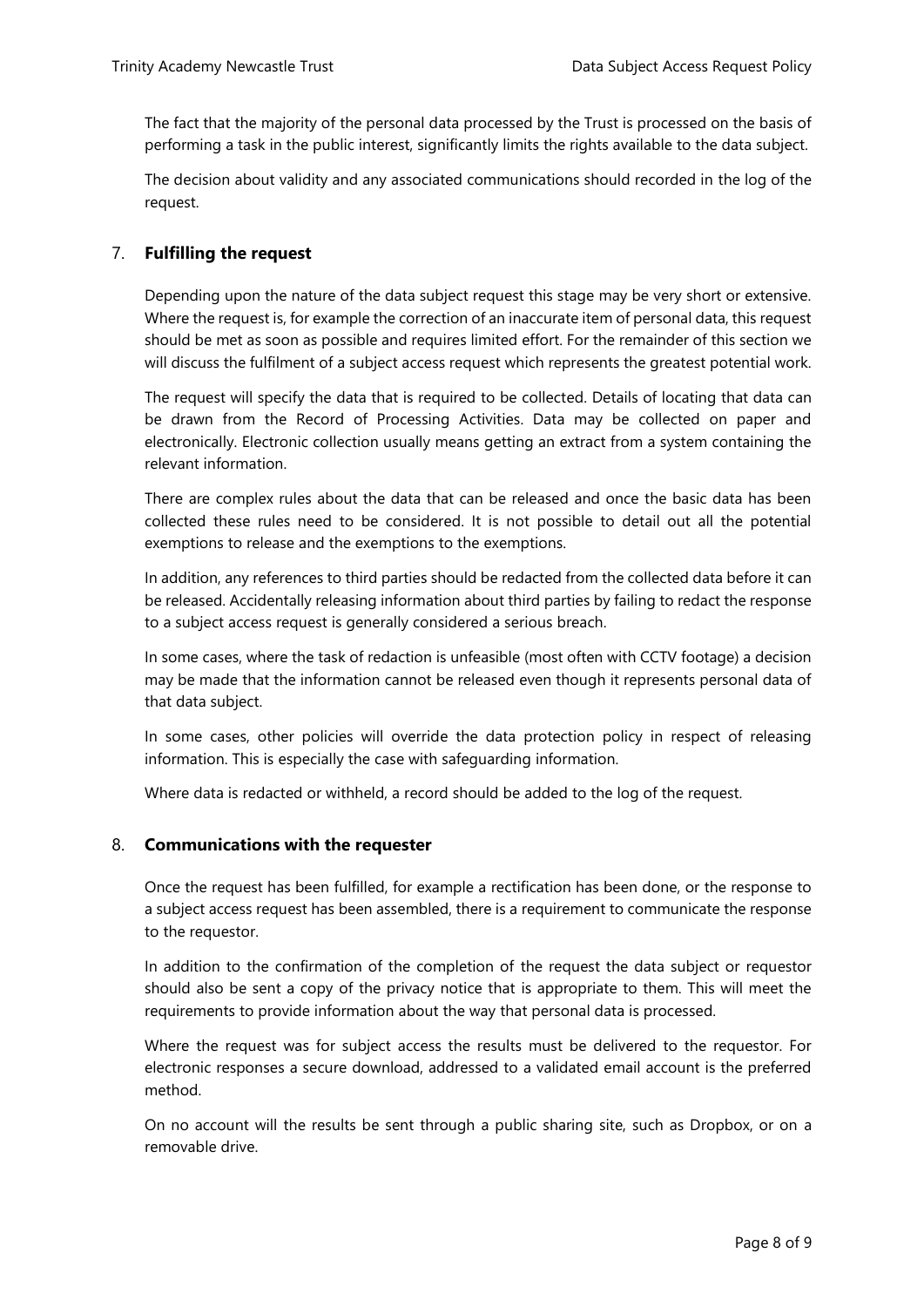The fact that the majority of the personal data processed by the Trust is processed on the basis of performing a task in the public interest, significantly limits the rights available to the data subject.

The decision about validity and any associated communications should recorded in the log of the request.

## 7. **Fulfilling the request**

Depending upon the nature of the data subject request this stage may be very short or extensive. Where the request is, for example the correction of an inaccurate item of personal data, this request should be met as soon as possible and requires limited effort. For the remainder of this section we will discuss the fulfilment of a subject access request which represents the greatest potential work.

The request will specify the data that is required to be collected. Details of locating that data can be drawn from the Record of Processing Activities. Data may be collected on paper and electronically. Electronic collection usually means getting an extract from a system containing the relevant information.

There are complex rules about the data that can be released and once the basic data has been collected these rules need to be considered. It is not possible to detail out all the potential exemptions to release and the exemptions to the exemptions.

In addition, any references to third parties should be redacted from the collected data before it can be released. Accidentally releasing information about third parties by failing to redact the response to a subject access request is generally considered a serious breach.

In some cases, where the task of redaction is unfeasible (most often with CCTV footage) a decision may be made that the information cannot be released even though it represents personal data of that data subject.

In some cases, other policies will override the data protection policy in respect of releasing information. This is especially the case with safeguarding information.

Where data is redacted or withheld, a record should be added to the log of the request.

## 8. **Communications with the requester**

Once the request has been fulfilled, for example a rectification has been done, or the response to a subject access request has been assembled, there is a requirement to communicate the response to the requestor.

In addition to the confirmation of the completion of the request the data subject or requestor should also be sent a copy of the privacy notice that is appropriate to them. This will meet the requirements to provide information about the way that personal data is processed.

Where the request was for subject access the results must be delivered to the requestor. For electronic responses a secure download, addressed to a validated email account is the preferred method.

On no account will the results be sent through a public sharing site, such as Dropbox, or on a removable drive.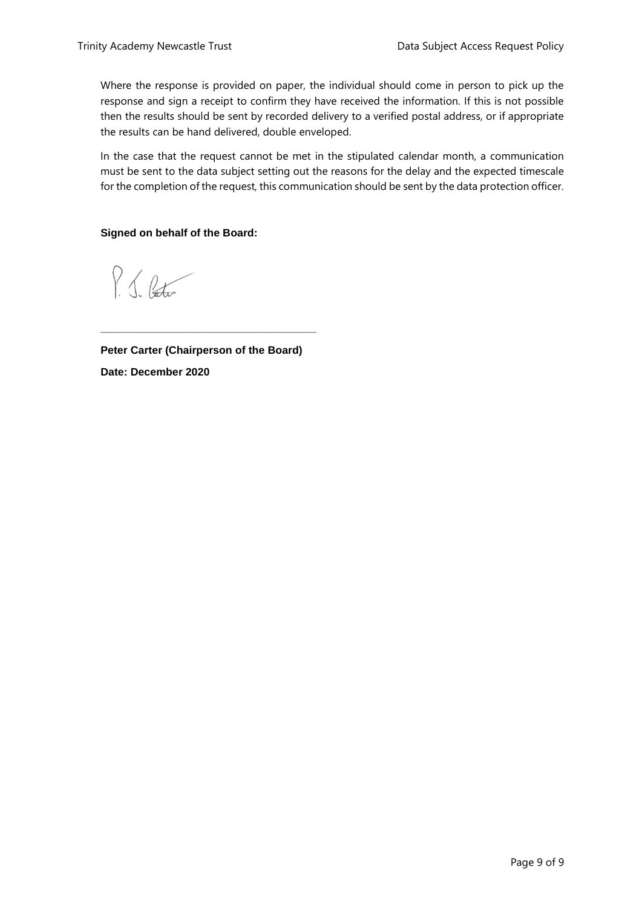Where the response is provided on paper, the individual should come in person to pick up the response and sign a receipt to confirm they have received the information. If this is not possible then the results should be sent by recorded delivery to a verified postal address, or if appropriate the results can be hand delivered, double enveloped.

In the case that the request cannot be met in the stipulated calendar month, a communication must be sent to the data subject setting out the reasons for the delay and the expected timescale for the completion of the request, this communication should be sent by the data protection officer.

**Signed on behalf of the Board:**

P. J. Carter

\_\_\_\_\_\_\_\_\_\_\_\_\_\_\_\_\_\_\_\_\_\_\_\_\_\_\_\_\_\_\_\_\_\_\_\_\_\_\_\_

**Peter Carter (Chairperson of the Board)**

**Date: December 2020**